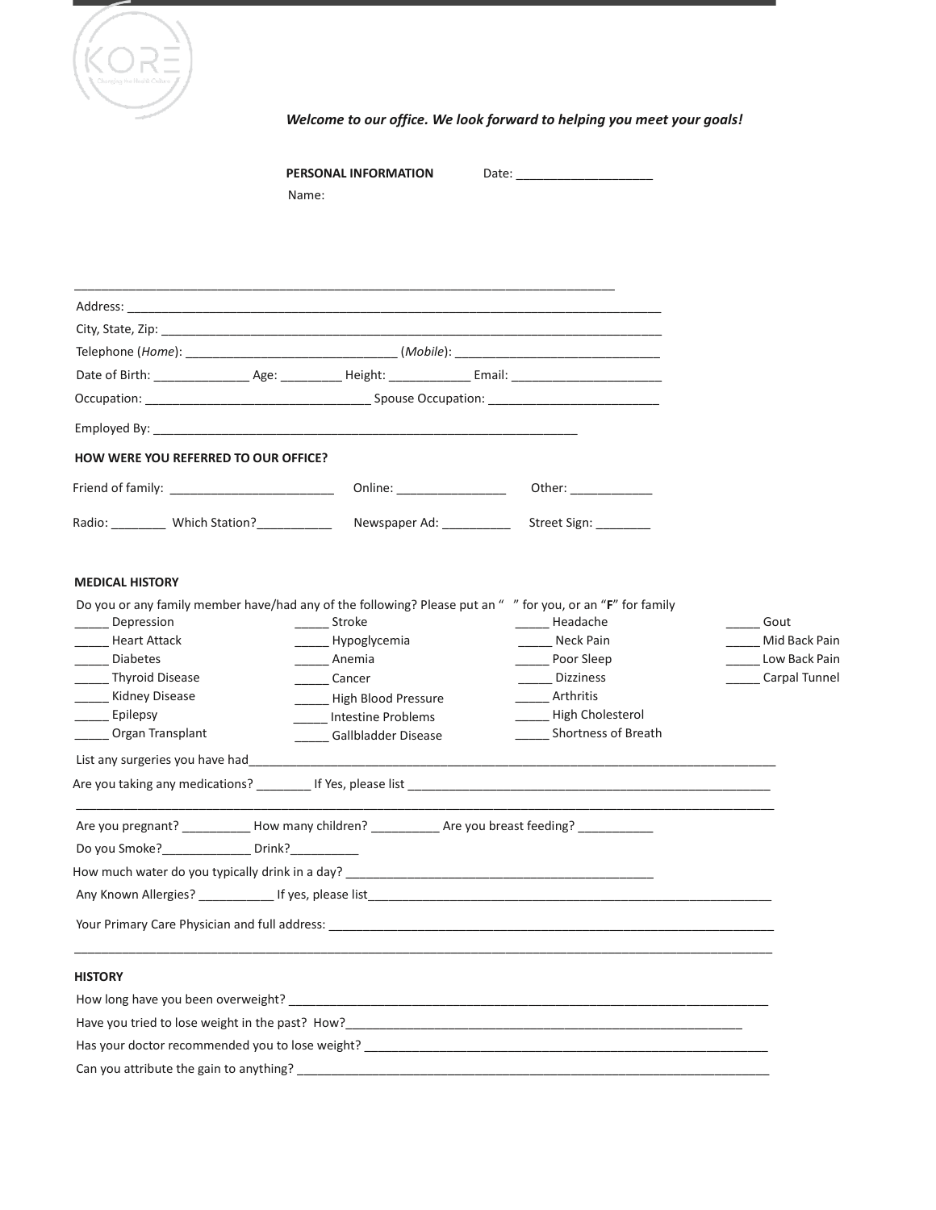KORE
Changing the Health Culture

*Welcome to our office. We look forward to helping you meet your goals!*

**PERSONAL INFORMATION** Date: ____________________

Name:

_______________________________________________________________________________

Address: _______________________________________________________________________________

City, State, Zip: _______________________________________________________________________________

Telephone (*Home*): _______________________________ (*Mobile*): _______________________________

Date of Birth: ______________ Age: _________ Height: ____________ Email: ______________________

Occupation: _________________________________ Spouse Occupation: _________________________

Employed By: _________________________________________________________________

**HOW WERE YOU REFERRED TO OUR OFFICE?**

Friend of family: ________________________ Online: ________________ Other: ____________

Radio: ________ Which Station?___________ Newspaper Ad: __________ Street Sign: ________

**MEDICAL HISTORY**

Do you or any family member have/had any of the following? Please put an " " for you, or an "**F**" for family

| | | | |
|---|---|---|---|
| _____ Depression | _____ Stroke | _____ Headache | _____ Gout |
| _____ Heart Attack | _____ Hypoglycemia | _____ Neck Pain | _____ Mid Back Pain |
| _____ Diabetes | _____ Anemia | _____ Poor Sleep | _____ Low Back Pain |
| _____ Thyroid Disease | _____ Cancer | _____ Dizziness | _____ Carpal Tunnel |
| _____ Kidney Disease | _____ High Blood Pressure | _____ Arthritis | |
| _____ Epilepsy | _____ Intestine Problems | _____ High Cholesterol | |
| _____ Organ Transplant | _____ Gallbladder Disease | _____ Shortness of Breath | |

List any surgeries you have had_______________________________________________________________________________

Are you taking any medications? ________ If Yes, please list _______________________________________________________

_______________________________________________________________________________

Are you pregnant? __________ How many children? __________ Are you breast feeding? ___________

Do you Smoke?_____________ Drink?__________

How much water do you typically drink in a day? ______________________________________________

Any Known Allergies? ___________ If yes, please list_____________________________________________________________

Your Primary Care Physician and full address: _________________________________________________________________

_______________________________________________________________________________

**HISTORY**

How long have you been overweight? _______________________________________________________________________

Have you tried to lose weight in the past? How?_____________________________________________________________

Has your doctor recommended you to lose weight? ___________________________________________________________

Can you attribute the gain to anything? _____________________________________________________________________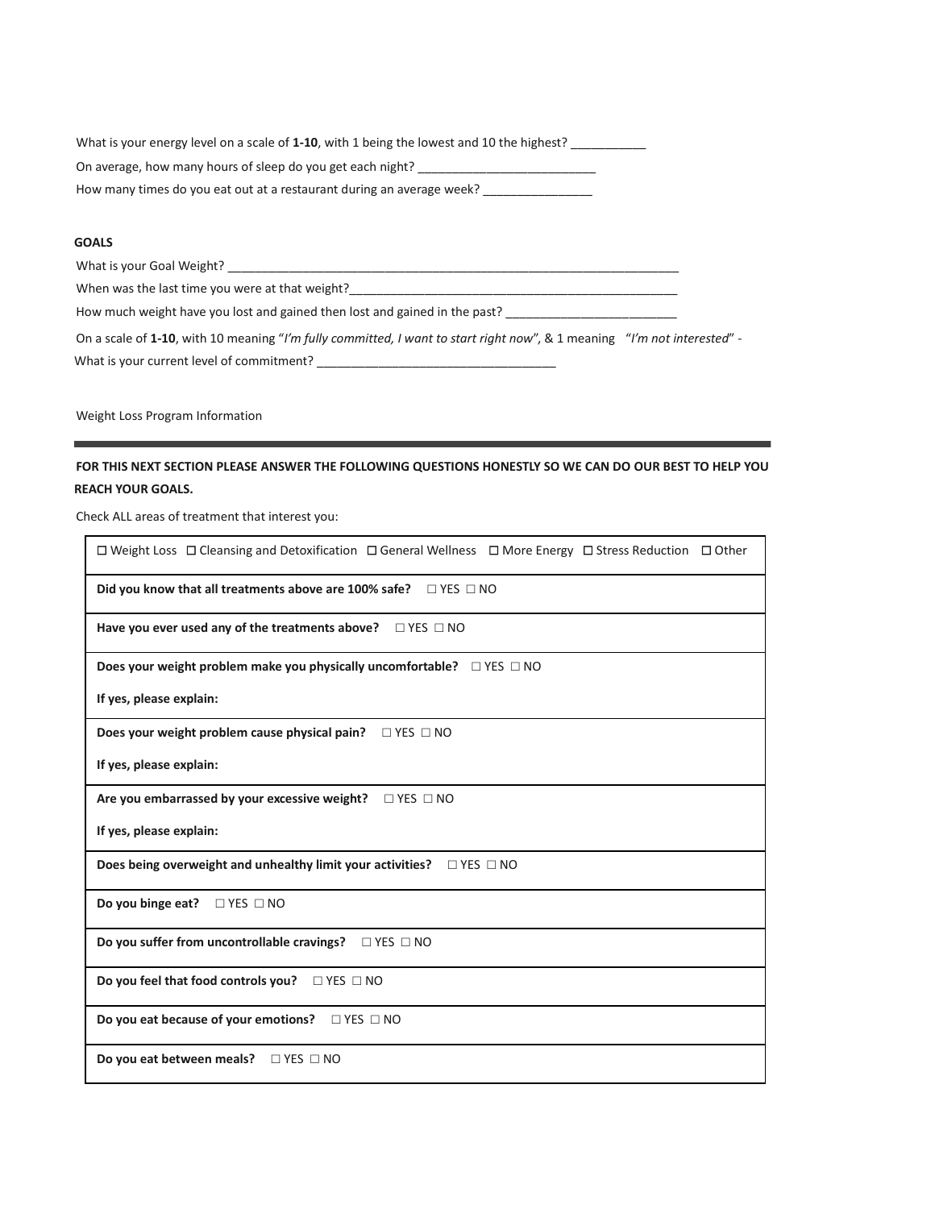What is your energy level on a scale of **1-10**, with 1 being the lowest and 10 the highest? ___________

On average, how many hours of sleep do you get each night? __________________________

How many times do you eat out at a restaurant during an average week? ________________

**GOALS**

What is your Goal Weight? _____________________________________________________________________

When was the last time you were at that weight?___________________________________________________

How much weight have you lost and gained then lost and gained in the past? _________________________

On a scale of **1-10**, with 10 meaning "*I'm fully committed, I want to start right now*", & 1 meaning "*I'm not interested*" - What is your current level of commitment? ___________________________________

Weight Loss Program Information

---

**FOR THIS NEXT SECTION PLEASE ANSWER THE FOLLOWING QUESTIONS HONESTLY SO WE CAN DO OUR BEST TO HELP YOU REACH YOUR GOALS.**

Check ALL areas of treatment that interest you:

| ☐ Weight Loss ☐ Cleansing and Detoxification ☐ General Wellness ☐ More Energy ☐ Stress Reduction ☐ Other |
|---|
| **Did you know that all treatments above are 100% safe?** ☐ YES ☐ NO |
| **Have you ever used any of the treatments above?** ☐ YES ☐ NO |
| **Does your weight problem make you physically uncomfortable?** ☐ YES ☐ NO<br>**If yes, please explain:** |
| **Does your weight problem cause physical pain?** ☐ YES ☐ NO<br>**If yes, please explain:** |
| **Are you embarrassed by your excessive weight?** ☐ YES ☐ NO<br>**If yes, please explain:** |
| **Does being overweight and unhealthy limit your activities?** ☐ YES ☐ NO |
| **Do you binge eat?** ☐ YES ☐ NO |
| **Do you suffer from uncontrollable cravings?** ☐ YES ☐ NO |
| **Do you feel that food controls you?** ☐ YES ☐ NO |
| **Do you eat because of your emotions?** ☐ YES ☐ NO |
| **Do you eat between meals?** ☐ YES ☐ NO |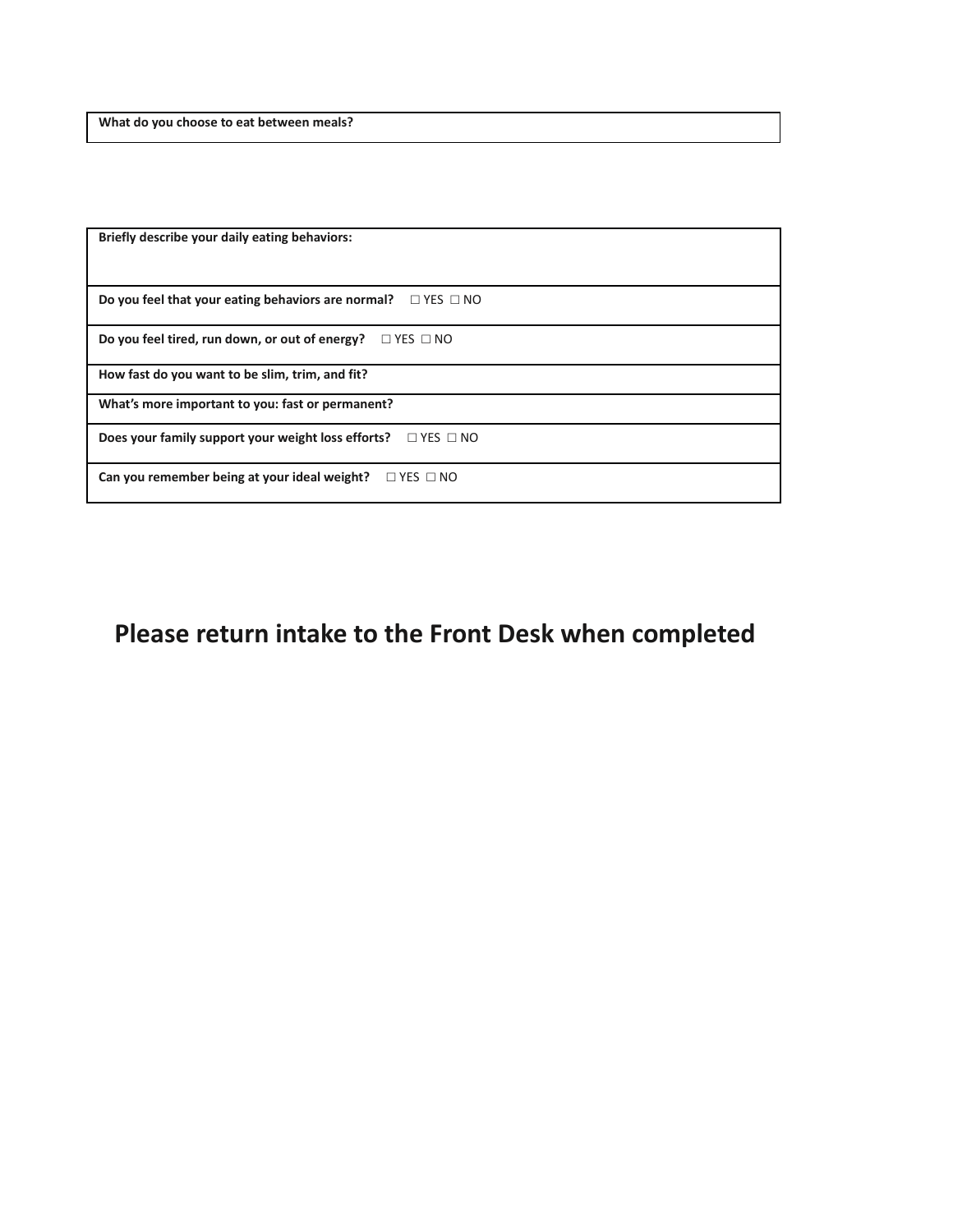| |
| --- |
| **What do you choose to eat between meals?** |

| |
| --- |
| **Briefly describe your daily eating behaviors:** |
| **Do you feel that your eating behaviors are normal?** ☐ YES ☐ NO |
| **Do you feel tired, run down, or out of energy?** ☐ YES ☐ NO |
| **How fast do you want to be slim, trim, and fit?** |
| **What's more important to you: fast or permanent?** |
| **Does your family support your weight loss efforts?** ☐ YES ☐ NO |
| **Can you remember being at your ideal weight?** ☐ YES ☐ NO |

## Please return intake to the Front Desk when completed